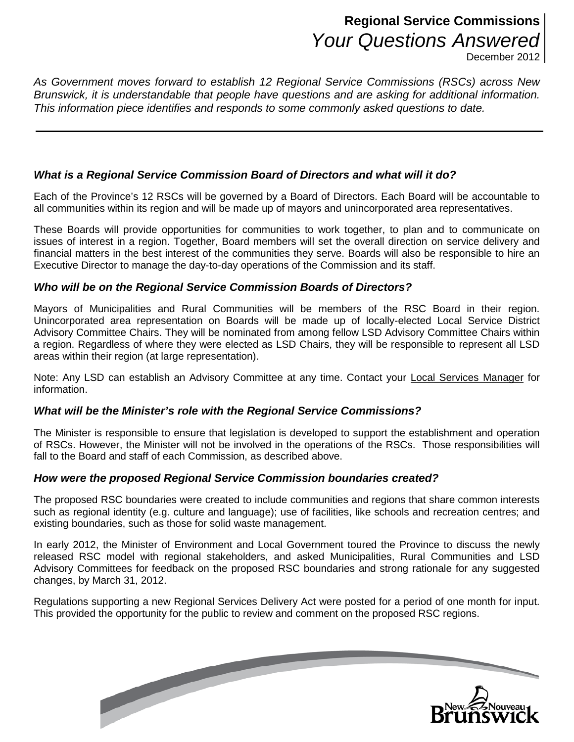# Regional Service Commissions
## *Your Questions Answered*

December 2012

*As Government moves forward to establish 12 Regional Service Commissions (RSCs) across New Brunswick, it is understandable that people have questions and are asking for additional information. This information piece identifies and responds to some commonly asked questions to date.*

---

### *What is a Regional Service Commission Board of Directors and what will it do?*

Each of the Province's 12 RSCs will be governed by a Board of Directors. Each Board will be accountable to all communities within its region and will be made up of mayors and unincorporated area representatives.

These Boards will provide opportunities for communities to work together, to plan and to communicate on issues of interest in a region. Together, Board members will set the overall direction on service delivery and financial matters in the best interest of the communities they serve. Boards will also be responsible to hire an Executive Director to manage the day-to-day operations of the Commission and its staff.

### *Who will be on the Regional Service Commission Boards of Directors?*

Mayors of Municipalities and Rural Communities will be members of the RSC Board in their region. Unincorporated area representation on Boards will be made up of locally-elected Local Service District Advisory Committee Chairs. They will be nominated from among fellow LSD Advisory Committee Chairs within a region. Regardless of where they were elected as LSD Chairs, they will be responsible to represent all LSD areas within their region (at large representation).

Note: Any LSD can establish an Advisory Committee at any time. Contact your Local Services Manager for information.

### *What will be the Minister's role with the Regional Service Commissions?*

The Minister is responsible to ensure that legislation is developed to support the establishment and operation of RSCs. However, the Minister will not be involved in the operations of the RSCs. Those responsibilities will fall to the Board and staff of each Commission, as described above.

### *How were the proposed Regional Service Commission boundaries created?*

The proposed RSC boundaries were created to include communities and regions that share common interests such as regional identity (e.g. culture and language); use of facilities, like schools and recreation centres; and existing boundaries, such as those for solid waste management.

In early 2012, the Minister of Environment and Local Government toured the Province to discuss the newly released RSC model with regional stakeholders, and asked Municipalities, Rural Communities and LSD Advisory Committees for feedback on the proposed RSC boundaries and strong rationale for any suggested changes, by March 31, 2012.

Regulations supporting a new Regional Services Delivery Act were posted for a period of one month for input. This provided the opportunity for the public to review and comment on the proposed RSC regions.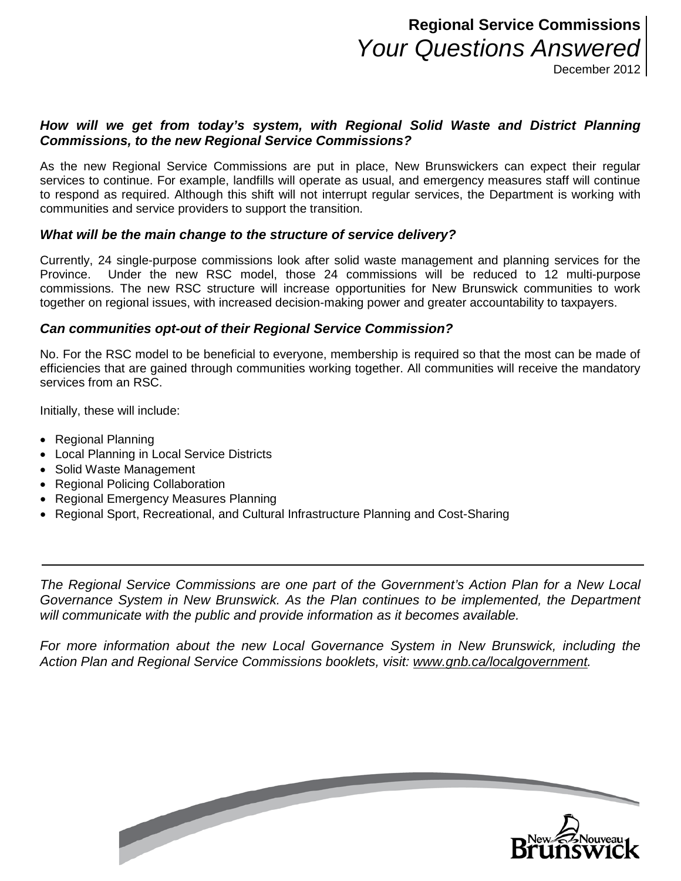## Regional Service Commissions

*Your Questions Answered*

December 2012

***How will we get from today's system, with Regional Solid Waste and District Planning Commissions, to the new Regional Service Commissions?***

As the new Regional Service Commissions are put in place, New Brunswickers can expect their regular services to continue. For example, landfills will operate as usual, and emergency measures staff will continue to respond as required. Although this shift will not interrupt regular services, the Department is working with communities and service providers to support the transition.

***What will be the main change to the structure of service delivery?***

Currently, 24 single-purpose commissions look after solid waste management and planning services for the Province. Under the new RSC model, those 24 commissions will be reduced to 12 multi-purpose commissions. The new RSC structure will increase opportunities for New Brunswick communities to work together on regional issues, with increased decision-making power and greater accountability to taxpayers.

***Can communities opt-out of their Regional Service Commission?***

No. For the RSC model to be beneficial to everyone, membership is required so that the most can be made of efficiencies that are gained through communities working together. All communities will receive the mandatory services from an RSC.

Initially, these will include:

- Regional Planning
- Local Planning in Local Service Districts
- Solid Waste Management
- Regional Policing Collaboration
- Regional Emergency Measures Planning
- Regional Sport, Recreational, and Cultural Infrastructure Planning and Cost-Sharing

---

*The Regional Service Commissions are one part of the Government's Action Plan for a New Local Governance System in New Brunswick. As the Plan continues to be implemented, the Department will communicate with the public and provide information as it becomes available.*

*For more information about the new Local Governance System in New Brunswick, including the Action Plan and Regional Service Commissions booklets, visit: www.gnb.ca/localgovernment.*